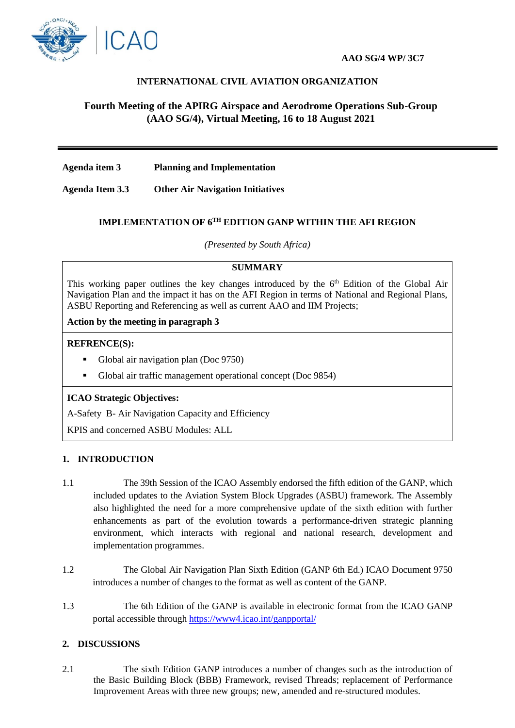AAO SG/4 WP/ 3C7

**INTERNATIONAL CIVIL AVIATION ORGANIZATION**

**Fourth Meeting of the APIRG Airspace and Aerodrome Operations Sub-Group (AAO SG/4), Virtual Meeting, 16 to 18 August 2021**

---

**Agenda item 3** **Planning and Implementation**

**Agenda Item 3.3** **Other Air Navigation Initiatives**

**IMPLEMENTATION OF 6[TH] EDITION GANP WITHIN THE AFI REGION**

*(Presented by South Africa)*

| **SUMMARY** |
|---|
| This working paper outlines the key changes introduced by the 6[th] Edition of the Global Air Navigation Plan and the impact it has on the AFI Region in terms of National and Regional Plans, ASBU Reporting and Referencing as well as current AAO and IIM Projects; <br> **Action by the meeting in paragraph 3** |
| **REFRENCE(S):** <br> ▪ Global air navigation plan (Doc 9750) <br> ▪ Global air traffic management operational concept (Doc 9854) |
| **ICAO Strategic Objectives:** <br> A-Safety B- Air Navigation Capacity and Efficiency <br> KPIS and concerned ASBU Modules: ALL |

## 1. INTRODUCTION

1.1 The 39th Session of the ICAO Assembly endorsed the fifth edition of the GANP, which included updates to the Aviation System Block Upgrades (ASBU) framework. The Assembly also highlighted the need for a more comprehensive update of the sixth edition with further enhancements as part of the evolution towards a performance-driven strategic planning environment, which interacts with regional and national research, development and implementation programmes.

1.2 The Global Air Navigation Plan Sixth Edition (GANP 6th Ed.) ICAO Document 9750 introduces a number of changes to the format as well as content of the GANP.

1.3 The 6th Edition of the GANP is available in electronic format from the ICAO GANP portal accessible through https://www4.icao.int/ganpportal/

## 2. DISCUSSIONS

2.1 The sixth Edition GANP introduces a number of changes such as the introduction of the Basic Building Block (BBB) Framework, revised Threads; replacement of Performance Improvement Areas with three new groups; new, amended and re-structured modules.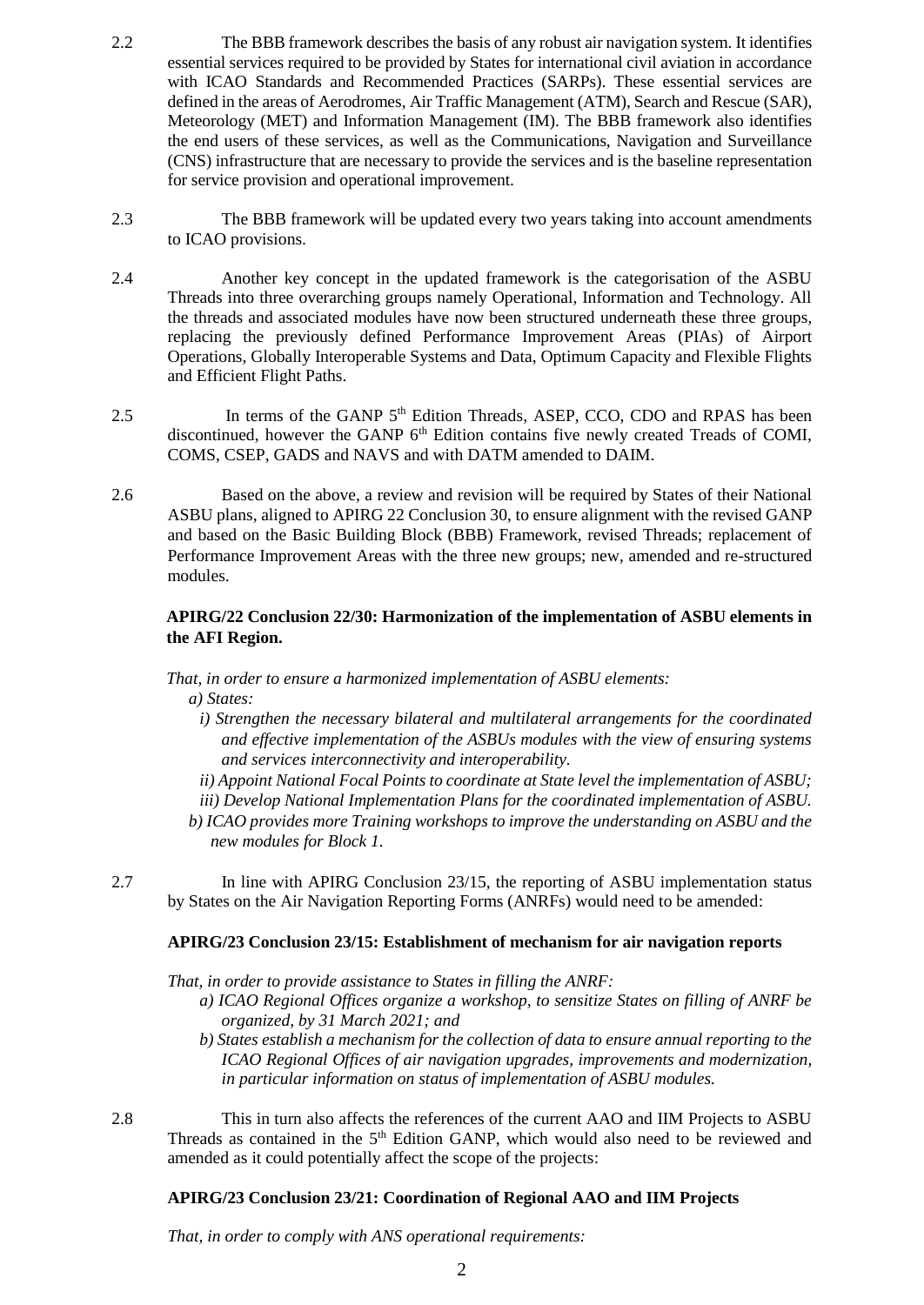2.2 The BBB framework describes the basis of any robust air navigation system. It identifies essential services required to be provided by States for international civil aviation in accordance with ICAO Standards and Recommended Practices (SARPs). These essential services are defined in the areas of Aerodromes, Air Traffic Management (ATM), Search and Rescue (SAR), Meteorology (MET) and Information Management (IM). The BBB framework also identifies the end users of these services, as well as the Communications, Navigation and Surveillance (CNS) infrastructure that are necessary to provide the services and is the baseline representation for service provision and operational improvement.

2.3 The BBB framework will be updated every two years taking into account amendments to ICAO provisions.

2.4 Another key concept in the updated framework is the categorisation of the ASBU Threads into three overarching groups namely Operational, Information and Technology. All the threads and associated modules have now been structured underneath these three groups, replacing the previously defined Performance Improvement Areas (PIAs) of Airport Operations, Globally Interoperable Systems and Data, Optimum Capacity and Flexible Flights and Efficient Flight Paths.

2.5 In terms of the GANP 5th Edition Threads, ASEP, CCO, CDO and RPAS has been discontinued, however the GANP 6th Edition contains five newly created Treads of COMI, COMS, CSEP, GADS and NAVS and with DATM amended to DAIM.

2.6 Based on the above, a review and revision will be required by States of their National ASBU plans, aligned to APIRG 22 Conclusion 30, to ensure alignment with the revised GANP and based on the Basic Building Block (BBB) Framework, revised Threads; replacement of Performance Improvement Areas with the three new groups; new, amended and re-structured modules.

**APIRG/22 Conclusion 22/30: Harmonization of the implementation of ASBU elements in the AFI Region.**

*That, in order to ensure a harmonized implementation of ASBU elements:*

*a) States:*

*i) Strengthen the necessary bilateral and multilateral arrangements for the coordinated and effective implementation of the ASBUs modules with the view of ensuring systems and services interconnectivity and interoperability.*

*ii) Appoint National Focal Points to coordinate at State level the implementation of ASBU;*

*iii) Develop National Implementation Plans for the coordinated implementation of ASBU.*

*b) ICAO provides more Training workshops to improve the understanding on ASBU and the new modules for Block 1.*

2.7 In line with APIRG Conclusion 23/15, the reporting of ASBU implementation status by States on the Air Navigation Reporting Forms (ANRFs) would need to be amended:

**APIRG/23 Conclusion 23/15: Establishment of mechanism for air navigation reports**

*That, in order to provide assistance to States in filling the ANRF:*

*a) ICAO Regional Offices organize a workshop, to sensitize States on filling of ANRF be organized, by 31 March 2021; and*

*b) States establish a mechanism for the collection of data to ensure annual reporting to the ICAO Regional Offices of air navigation upgrades, improvements and modernization, in particular information on status of implementation of ASBU modules.*

2.8 This in turn also affects the references of the current AAO and IIM Projects to ASBU Threads as contained in the 5th Edition GANP, which would also need to be reviewed and amended as it could potentially affect the scope of the projects:

**APIRG/23 Conclusion 23/21: Coordination of Regional AAO and IIM Projects**

*That, in order to comply with ANS operational requirements:*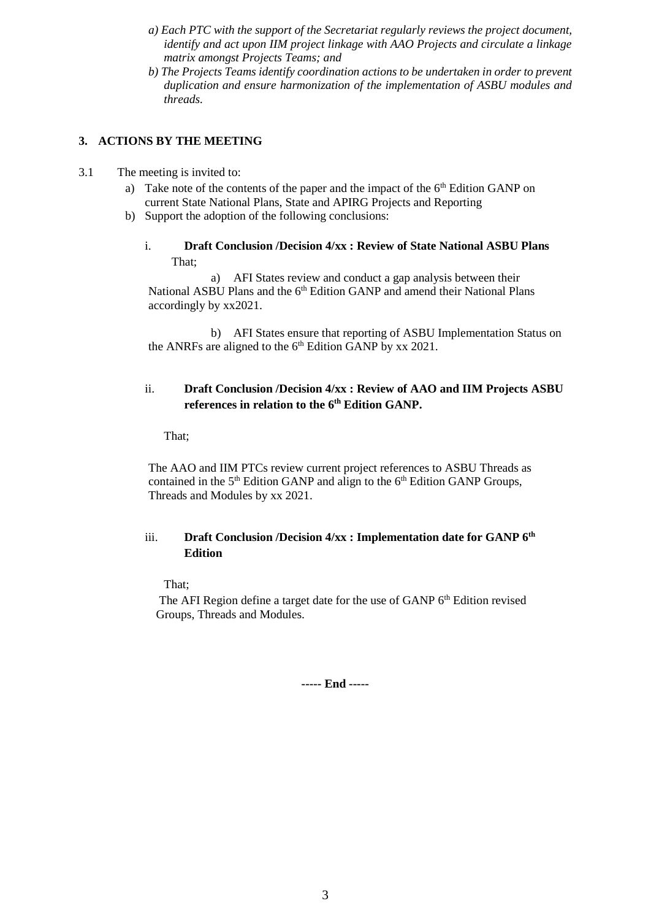*a) Each PTC with the support of the Secretariat regularly reviews the project document, identify and act upon IIM project linkage with AAO Projects and circulate a linkage matrix amongst Projects Teams; and*

*b) The Projects Teams identify coordination actions to be undertaken in order to prevent duplication and ensure harmonization of the implementation of ASBU modules and threads.*

## 3. ACTIONS BY THE MEETING

3.1 The meeting is invited to:

a) Take note of the contents of the paper and the impact of the 6th Edition GANP on current State National Plans, State and APIRG Projects and Reporting

b) Support the adoption of the following conclusions:

i. **Draft Conclusion /Decision 4/xx : Review of State National ASBU Plans**

That;

a) AFI States review and conduct a gap analysis between their National ASBU Plans and the 6th Edition GANP and amend their National Plans accordingly by xx2021.

b) AFI States ensure that reporting of ASBU Implementation Status on the ANRFs are aligned to the 6th Edition GANP by xx 2021.

ii. **Draft Conclusion /Decision 4/xx : Review of AAO and IIM Projects ASBU references in relation to the 6th Edition GANP.**

That;

The AAO and IIM PTCs review current project references to ASBU Threads as contained in the 5th Edition GANP and align to the 6th Edition GANP Groups, Threads and Modules by xx 2021.

iii. **Draft Conclusion /Decision 4/xx : Implementation date for GANP 6th Edition**

That;

The AFI Region define a target date for the use of GANP 6th Edition revised Groups, Threads and Modules.

**----- End -----**